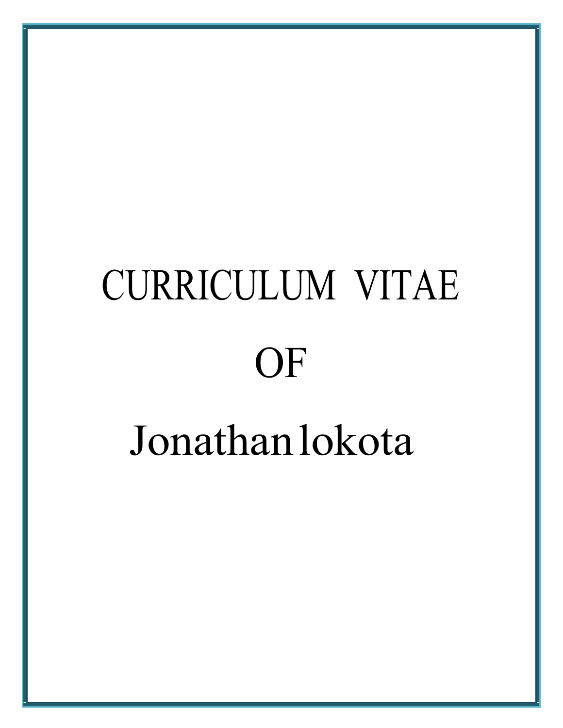# CURRICULUM VITAE

# OF

# Jonathan lokota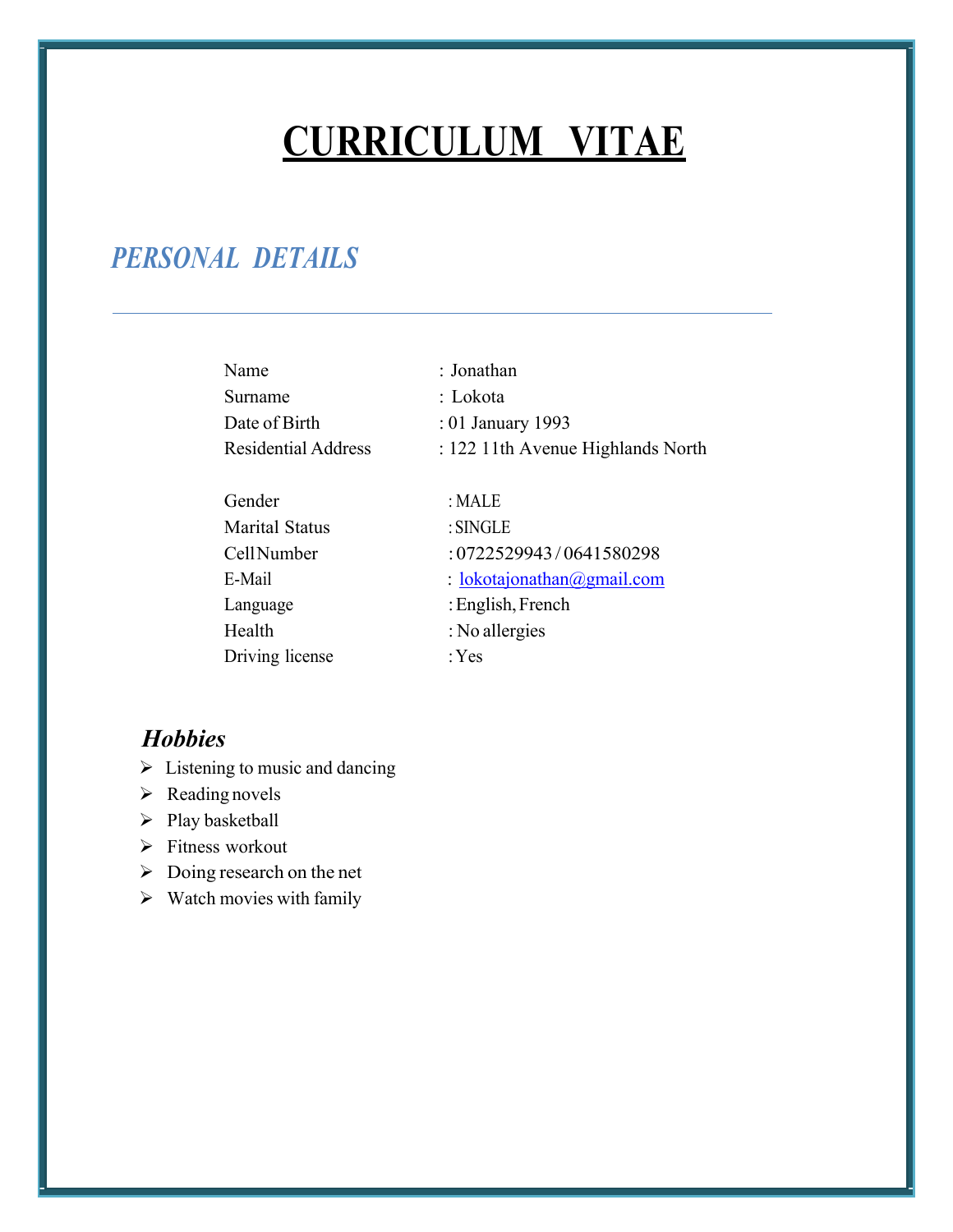# CURRICULUM VITAE

## *PERSONAL DETAILS*

---

| | |
|---|---|
| Name | : Jonathan |
| Surname | : Lokota |
| Date of Birth | : 01 January 1993 |
| Residential Address | : 122 11th Avenue Highlands North |
| Gender | : MALE |
| Marital Status | : SINGLE |
| Cell Number | : 0722529943 / 0641580298 |
| E-Mail | : lokotajonathan@gmail.com |
| Language | : English, French |
| Health | : No allergies |
| Driving license | : Yes |

### *Hobbies*

- Listening to music and dancing
- Reading novels
- Play basketball
- Fitness workout
- Doing research on the net
- Watch movies with family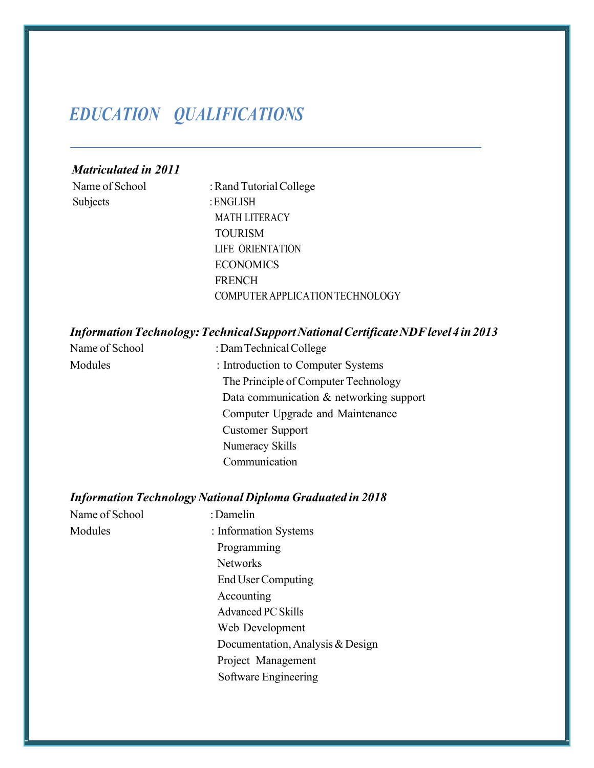## *EDUCATION QUALIFICATIONS*

---

***Matriculated in 2011***

Name of School : Rand Tutorial College

Subjects : ENGLISH
MATH LITERACY
TOURISM
LIFE ORIENTATION
ECONOMICS
FRENCH
COMPUTER APPLICATION TECHNOLOGY

***Information Technology: Technical Support National Certificate NDF level 4 in 2013***

Name of School : Dam Technical College

Modules : Introduction to Computer Systems
The Principle of Computer Technology
Data communication & networking support
Computer Upgrade and Maintenance
Customer Support
Numeracy Skills
Communication

***Information Technology National Diploma Graduated in 2018***

Name of School : Damelin

Modules : Information Systems
Programming
Networks
End User Computing
Accounting
Advanced PC Skills
Web Development
Documentation, Analysis & Design
Project Management
Software Engineering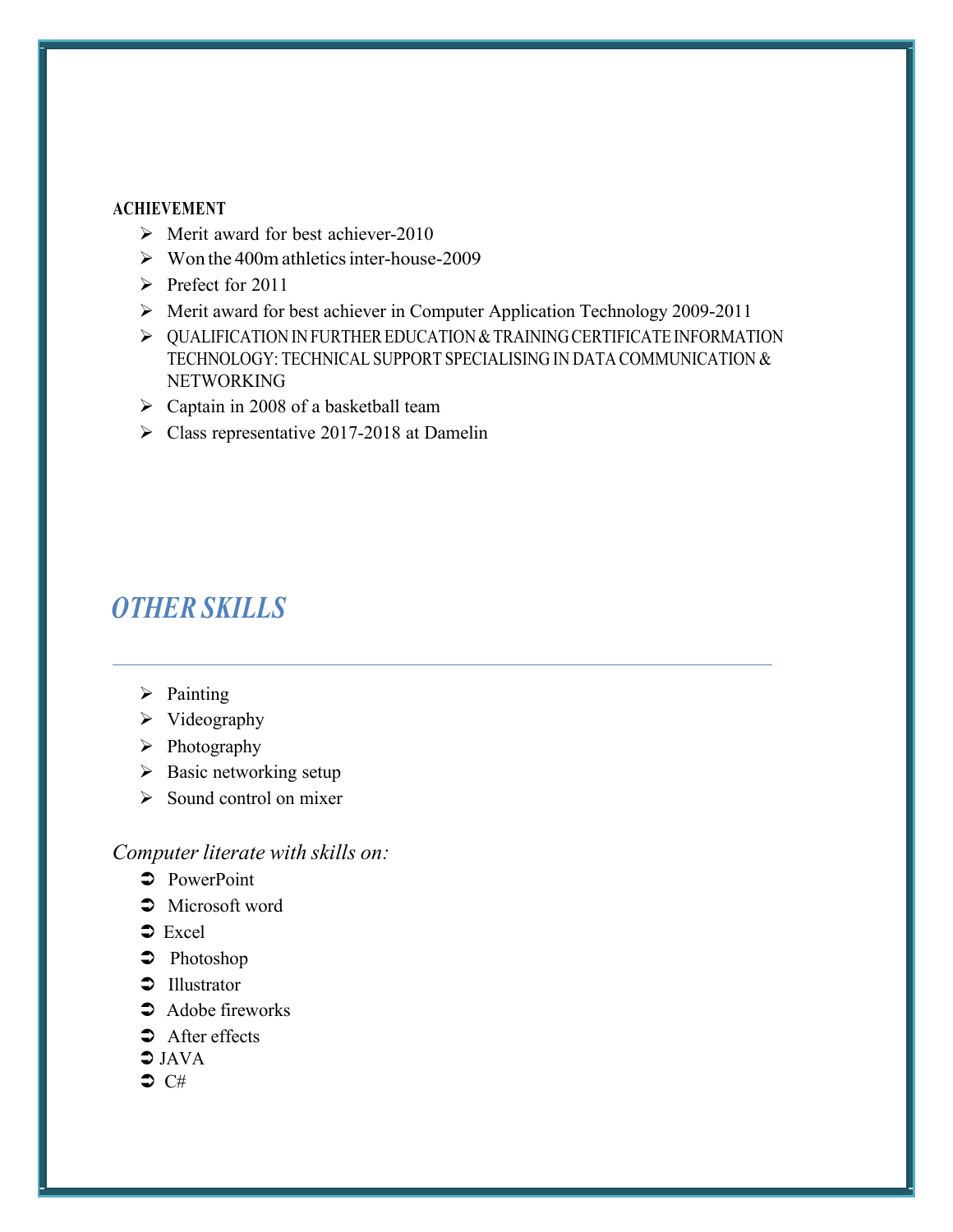**ACHIEVEMENT**

- Merit award for best achiever-2010
- Won the 400m athletics inter-house-2009
- Prefect for 2011
- Merit award for best achiever in Computer Application Technology 2009-2011
- QUALIFICATION IN FURTHER EDUCATION & TRAINING CERTIFICATE INFORMATION TECHNOLOGY: TECHNICAL SUPPORT SPECIALISING IN DATA COMMUNICATION & NETWORKING
- Captain in 2008 of a basketball team
- Class representative 2017-2018 at Damelin

## *OTHER SKILLS*

---

- Painting
- Videography
- Photography
- Basic networking setup
- Sound control on mixer

*Computer literate with skills on:*

- PowerPoint
- Microsoft word
- Excel
- Photoshop
- Illustrator
- Adobe fireworks
- After effects
- JAVA
- C#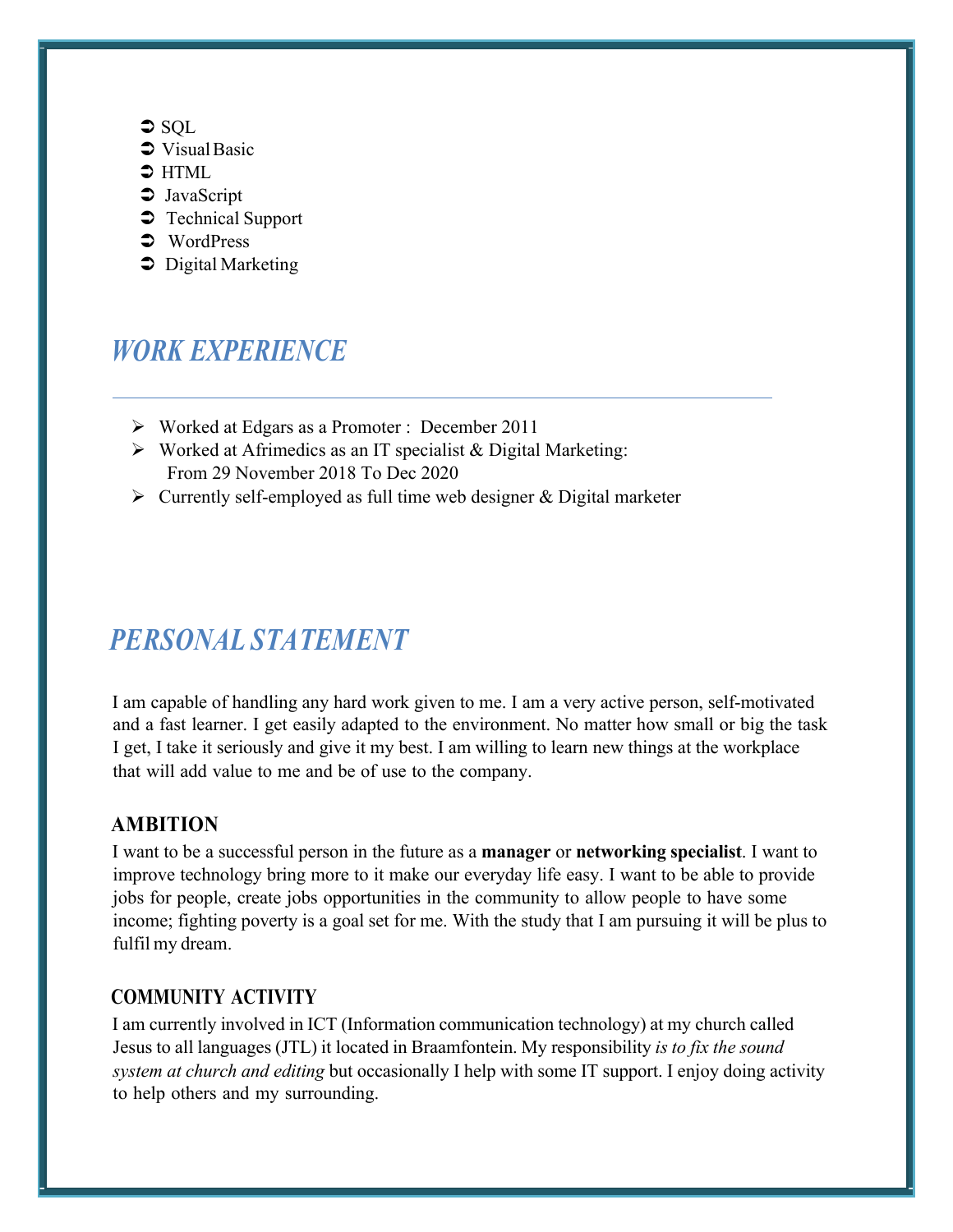- SQL
- Visual Basic
- HTML
- JavaScript
- Technical Support
- WordPress
- Digital Marketing

## *WORK EXPERIENCE*

---

- Worked at Edgars as a Promoter : December 2011
- Worked at Afrimedics as an IT specialist & Digital Marketing:
  From 29 November 2018 To Dec 2020
- Currently self-employed as full time web designer & Digital marketer

## *PERSONAL STATEMENT*

I am capable of handling any hard work given to me. I am a very active person, self-motivated and a fast learner. I get easily adapted to the environment. No matter how small or big the task I get, I take it seriously and give it my best. I am willing to learn new things at the workplace that will add value to me and be of use to the company.

### AMBITION

I want to be a successful person in the future as a **manager** or **networking specialist**. I want to improve technology bring more to it make our everyday life easy. I want to be able to provide jobs for people, create jobs opportunities in the community to allow people to have some income; fighting poverty is a goal set for me. With the study that I am pursuing it will be plus to fulfil my dream.

### COMMUNITY ACTIVITY

I am currently involved in ICT (Information communication technology) at my church called Jesus to all languages (JTL) it located in Braamfontein. My responsibility *is to fix the sound system at church and editing* but occasionally I help with some IT support. I enjoy doing activity to help others and my surrounding.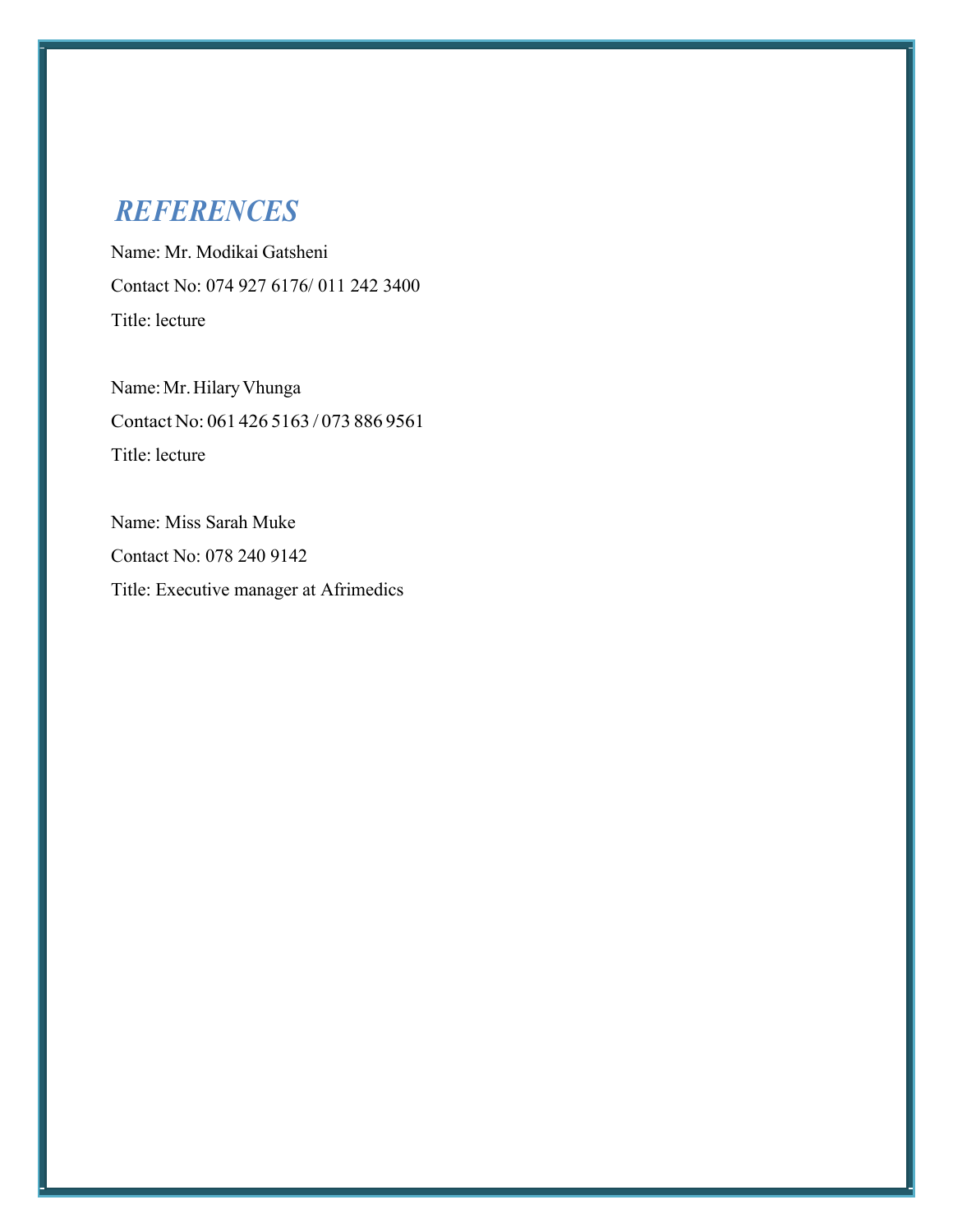## *REFERENCES*

Name: Mr. Modikai Gatsheni

Contact No: 074 927 6176/ 011 242 3400

Title: lecture

Name: Mr. Hilary Vhunga

Contact No: 061 426 5163 / 073 886 9561

Title: lecture

Name: Miss Sarah Muke

Contact No: 078 240 9142

Title: Executive manager at Afrimedics